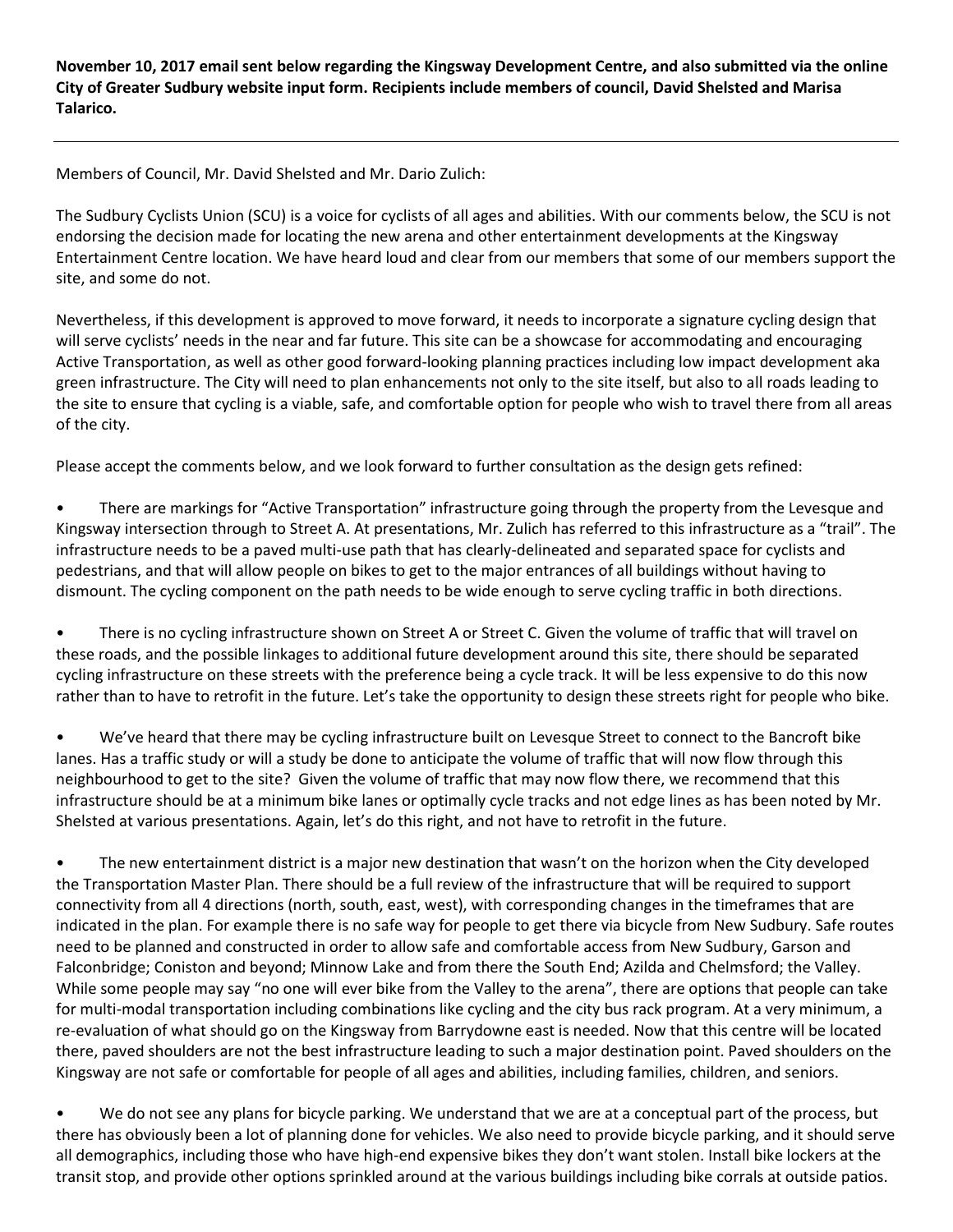**November 10, 2017 email sent below regarding the Kingsway Development Centre, and also submitted via the online City of Greater Sudbury website input form. Recipients include members of council, David Shelsted and Marisa Talarico.**

---

Members of Council, Mr. David Shelsted and Mr. Dario Zulich:

The Sudbury Cyclists Union (SCU) is a voice for cyclists of all ages and abilities. With our comments below, the SCU is not endorsing the decision made for locating the new arena and other entertainment developments at the Kingsway Entertainment Centre location. We have heard loud and clear from our members that some of our members support the site, and some do not.

Nevertheless, if this development is approved to move forward, it needs to incorporate a signature cycling design that will serve cyclists' needs in the near and far future. This site can be a showcase for accommodating and encouraging Active Transportation, as well as other good forward-looking planning practices including low impact development aka green infrastructure. The City will need to plan enhancements not only to the site itself, but also to all roads leading to the site to ensure that cycling is a viable, safe, and comfortable option for people who wish to travel there from all areas of the city.

Please accept the comments below, and we look forward to further consultation as the design gets refined:

- There are markings for "Active Transportation" infrastructure going through the property from the Levesque and Kingsway intersection through to Street A. At presentations, Mr. Zulich has referred to this infrastructure as a "trail". The infrastructure needs to be a paved multi-use path that has clearly-delineated and separated space for cyclists and pedestrians, and that will allow people on bikes to get to the major entrances of all buildings without having to dismount. The cycling component on the path needs to be wide enough to serve cycling traffic in both directions.

- There is no cycling infrastructure shown on Street A or Street C. Given the volume of traffic that will travel on these roads, and the possible linkages to additional future development around this site, there should be separated cycling infrastructure on these streets with the preference being a cycle track. It will be less expensive to do this now rather than to have to retrofit in the future. Let's take the opportunity to design these streets right for people who bike.

- We've heard that there may be cycling infrastructure built on Levesque Street to connect to the Bancroft bike lanes. Has a traffic study or will a study be done to anticipate the volume of traffic that will now flow through this neighbourhood to get to the site? Given the volume of traffic that may now flow there, we recommend that this infrastructure should be at a minimum bike lanes or optimally cycle tracks and not edge lines as has been noted by Mr. Shelsted at various presentations. Again, let's do this right, and not have to retrofit in the future.

- The new entertainment district is a major new destination that wasn't on the horizon when the City developed the Transportation Master Plan. There should be a full review of the infrastructure that will be required to support connectivity from all 4 directions (north, south, east, west), with corresponding changes in the timeframes that are indicated in the plan. For example there is no safe way for people to get there via bicycle from New Sudbury. Safe routes need to be planned and constructed in order to allow safe and comfortable access from New Sudbury, Garson and Falconbridge; Coniston and beyond; Minnow Lake and from there the South End; Azilda and Chelmsford; the Valley. While some people may say "no one will ever bike from the Valley to the arena", there are options that people can take for multi-modal transportation including combinations like cycling and the city bus rack program. At a very minimum, a re-evaluation of what should go on the Kingsway from Barrydowne east is needed. Now that this centre will be located there, paved shoulders are not the best infrastructure leading to such a major destination point. Paved shoulders on the Kingsway are not safe or comfortable for people of all ages and abilities, including families, children, and seniors.

- We do not see any plans for bicycle parking. We understand that we are at a conceptual part of the process, but there has obviously been a lot of planning done for vehicles. We also need to provide bicycle parking, and it should serve all demographics, including those who have high-end expensive bikes they don't want stolen. Install bike lockers at the transit stop, and provide other options sprinkled around at the various buildings including bike corrals at outside patios.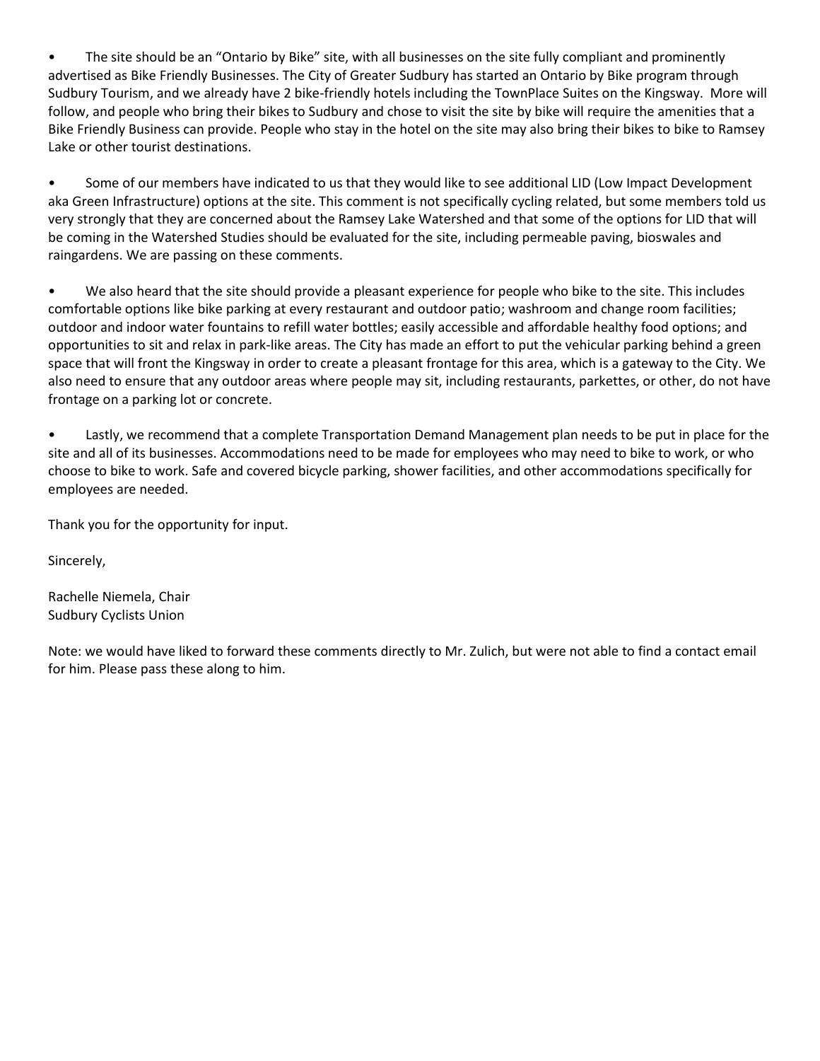- The site should be an "Ontario by Bike" site, with all businesses on the site fully compliant and prominently advertised as Bike Friendly Businesses. The City of Greater Sudbury has started an Ontario by Bike program through Sudbury Tourism, and we already have 2 bike-friendly hotels including the TownPlace Suites on the Kingsway. More will follow, and people who bring their bikes to Sudbury and chose to visit the site by bike will require the amenities that a Bike Friendly Business can provide. People who stay in the hotel on the site may also bring their bikes to bike to Ramsey Lake or other tourist destinations.

- Some of our members have indicated to us that they would like to see additional LID (Low Impact Development aka Green Infrastructure) options at the site. This comment is not specifically cycling related, but some members told us very strongly that they are concerned about the Ramsey Lake Watershed and that some of the options for LID that will be coming in the Watershed Studies should be evaluated for the site, including permeable paving, bioswales and raingardens. We are passing on these comments.

- We also heard that the site should provide a pleasant experience for people who bike to the site. This includes comfortable options like bike parking at every restaurant and outdoor patio; washroom and change room facilities; outdoor and indoor water fountains to refill water bottles; easily accessible and affordable healthy food options; and opportunities to sit and relax in park-like areas. The City has made an effort to put the vehicular parking behind a green space that will front the Kingsway in order to create a pleasant frontage for this area, which is a gateway to the City. We also need to ensure that any outdoor areas where people may sit, including restaurants, parkettes, or other, do not have frontage on a parking lot or concrete.

- Lastly, we recommend that a complete Transportation Demand Management plan needs to be put in place for the site and all of its businesses. Accommodations need to be made for employees who may need to bike to work, or who choose to bike to work. Safe and covered bicycle parking, shower facilities, and other accommodations specifically for employees are needed.

Thank you for the opportunity for input.

Sincerely,

Rachelle Niemela, Chair
Sudbury Cyclists Union

Note: we would have liked to forward these comments directly to Mr. Zulich, but were not able to find a contact email for him. Please pass these along to him.